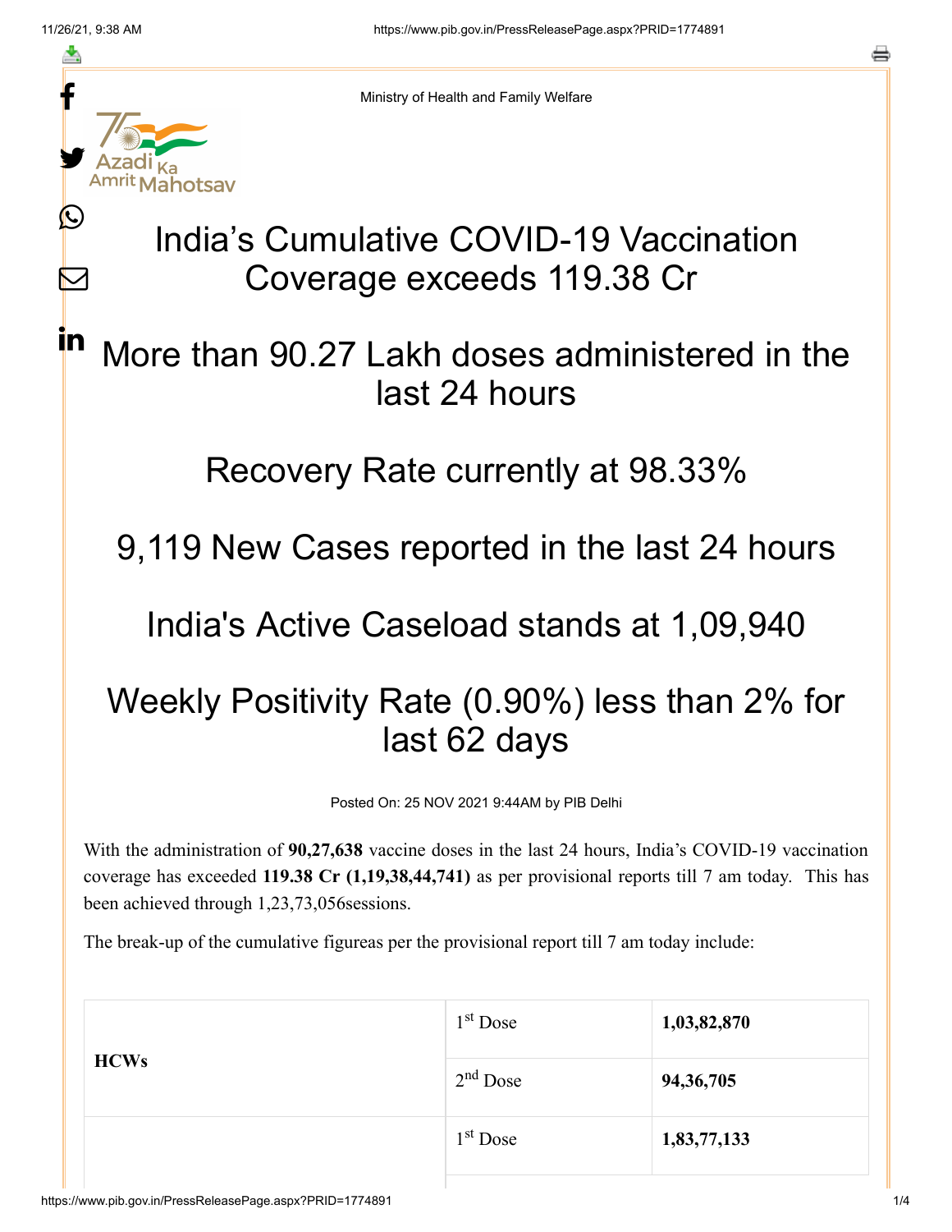Ministry of Health and Family Welfare

# India's Cumulative COVID-19 Vaccination Coverage exceeds 119.38 Cr

## More than 90.27 Lakh doses administered in the last 24 hours

## Recovery Rate currently at 98.33%

## 9,119 New Cases reported in the last 24 hours

## India's Active Caseload stands at 1,09,940

## Weekly Positivity Rate (0.90%) less than 2% for last 62 days

Posted On: 25 NOV 2021 9:44AM by PIB Delhi

With the administration of **90,27,638** vaccine doses in the last 24 hours, India's COVID-19 vaccination coverage has exceeded **119.38 Cr (1,19,38,44,741)** as per provisional reports till 7 am today. This has been achieved through 1,23,73,056sessions.

The break-up of the cumulative figureas per the provisional report till 7 am today include:

| | | |
|---|---|---|
| **HCWs** | 1st Dose | **1,03,82,870** |
| | 2nd Dose | **94,36,705** |
| | 1st Dose | **1,83,77,133** |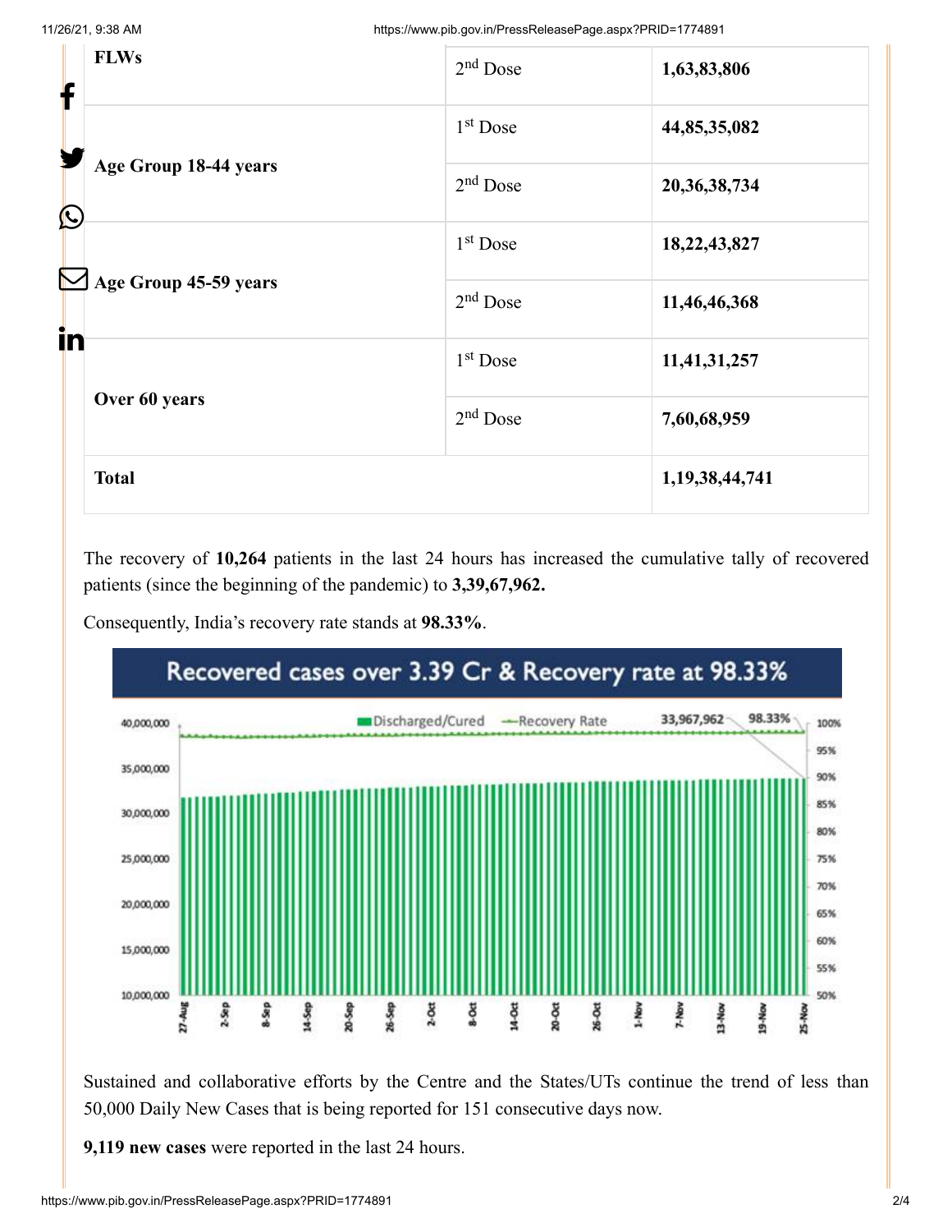| | | |
|---|---|---|
| **FLWs** | 2nd Dose | **1,63,83,806** |
| **Age Group 18-44 years** | 1st Dose | **44,85,35,082** |
| | 2nd Dose | **20,36,38,734** |
| **Age Group 45-59 years** | 1st Dose | **18,22,43,827** |
| | 2nd Dose | **11,46,46,368** |
| **Over 60 years** | 1st Dose | **11,41,31,257** |
| | 2nd Dose | **7,60,68,959** |
| **Total** | | **1,19,38,44,741** |

The recovery of **10,264** patients in the last 24 hours has increased the cumulative tally of recovered patients (since the beginning of the pandemic) to **3,39,67,962.**

Consequently, India's recovery rate stands at **98.33%**.

Sustained and collaborative efforts by the Centre and the States/UTs continue the trend of less than 50,000 Daily New Cases that is being reported for 151 consecutive days now.

**9,119 new cases** were reported in the last 24 hours.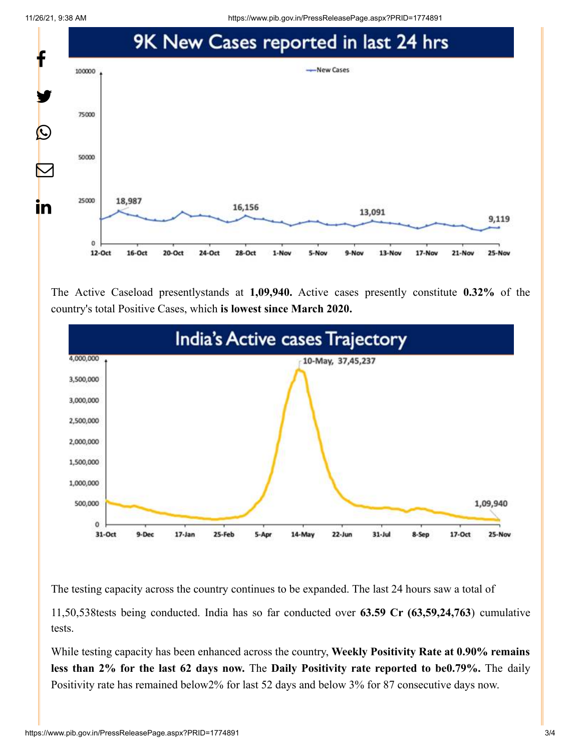## 9K New Cases reported in last 24 hrs

The Active Caseload presentlystands at **1,09,940.** Active cases presently constitute **0.32%** of the country's total Positive Cases, which **is lowest since March 2020.**

## India's Active cases Trajectory

The testing capacity across the country continues to be expanded. The last 24 hours saw a total of

11,50,538tests being conducted. India has so far conducted over **63.59 Cr (63,59,24,763**) cumulative tests.

While testing capacity has been enhanced across the country, **Weekly Positivity Rate at 0.90% remains less than 2% for the last 62 days now.** The **Daily Positivity rate reported to be0.79%.** The daily Positivity rate has remained below2% for last 52 days and below 3% for 87 consecutive days now.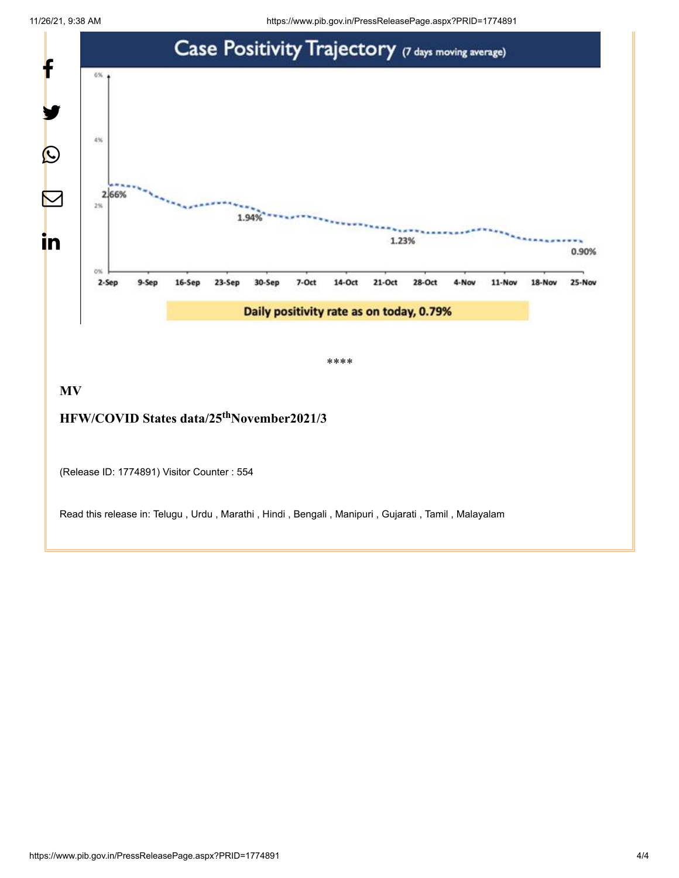Case Positivity Trajectory (7 days moving average)

6%
4%
2%
0%

2.66%
1.94%
1.23%
0.90%

2-Sep 9-Sep 16-Sep 23-Sep 30-Sep 7-Oct 14-Oct 21-Oct 28-Oct 4-Nov 11-Nov 18-Nov 25-Nov

Daily positivity rate as on today, 0.79%

****

**MV**

**HFW/COVID States data/25thNovember2021/3**

(Release ID: 1774891) Visitor Counter : 554

Read this release in: Telugu , Urdu , Marathi , Hindi , Bengali , Manipuri , Gujarati , Tamil , Malayalam